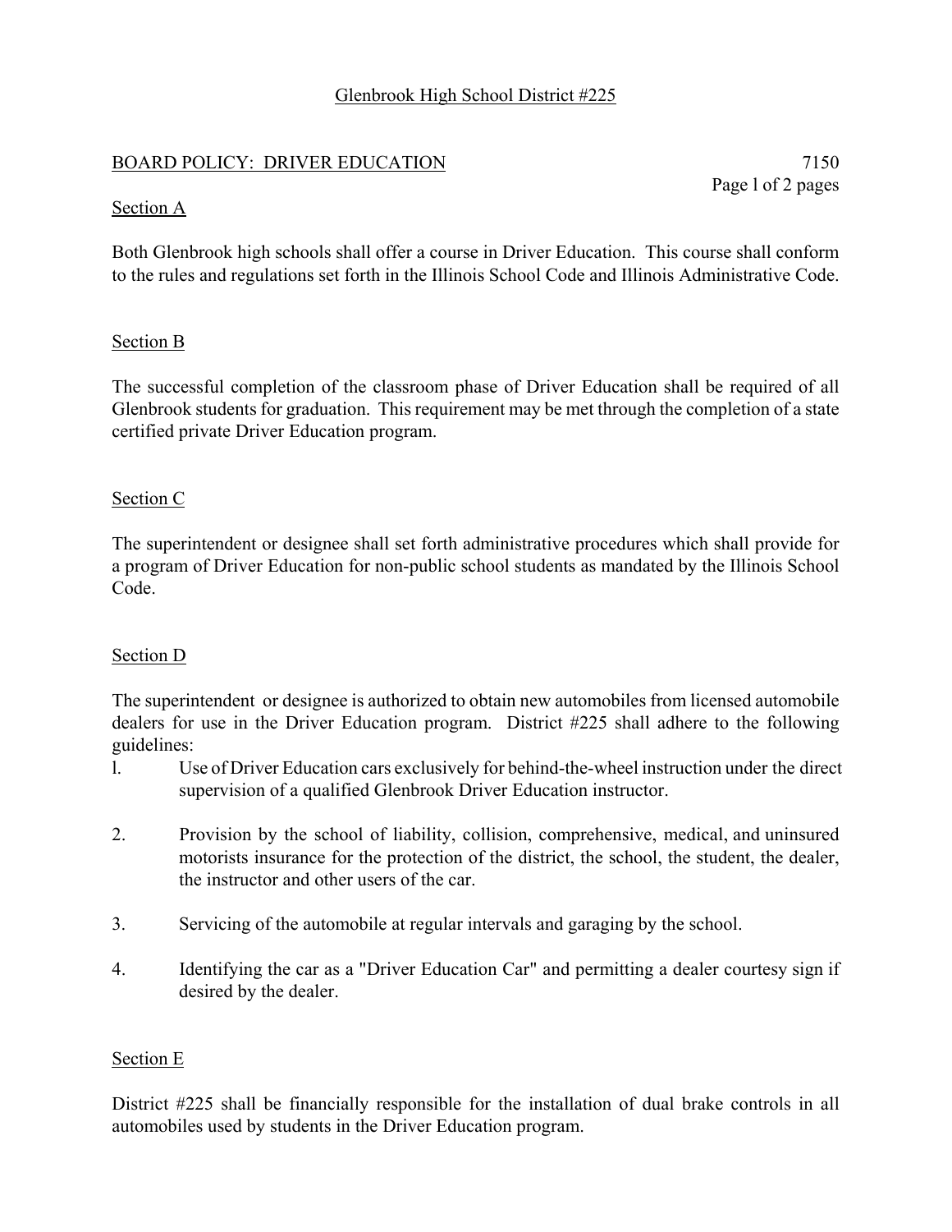Glenbrook High School District #225

## BOARD POLICY: DRIVER EDUCATION

7150

### Section A

Both Glenbrook high schools shall offer a course in Driver Education. This course shall conform to the rules and regulations set forth in the Illinois School Code and Illinois Administrative Code.

### Section B

The successful completion of the classroom phase of Driver Education shall be required of all Glenbrook students for graduation. This requirement may be met through the completion of a state certified private Driver Education program.

### Section C

The superintendent or designee shall set forth administrative procedures which shall provide for a program of Driver Education for non-public school students as mandated by the Illinois School Code.

### Section D

The superintendent or designee is authorized to obtain new automobiles from licensed automobile dealers for use in the Driver Education program. District #225 shall adhere to the following guidelines:

1. Use of Driver Education cars exclusively for behind-the-wheel instruction under the direct supervision of a qualified Glenbrook Driver Education instructor.

2. Provision by the school of liability, collision, comprehensive, medical, and uninsured motorists insurance for the protection of the district, the school, the student, the dealer, the instructor and other users of the car.

3. Servicing of the automobile at regular intervals and garaging by the school.

4. Identifying the car as a "Driver Education Car" and permitting a dealer courtesy sign if desired by the dealer.

### Section E

District #225 shall be financially responsible for the installation of dual brake controls in all automobiles used by students in the Driver Education program.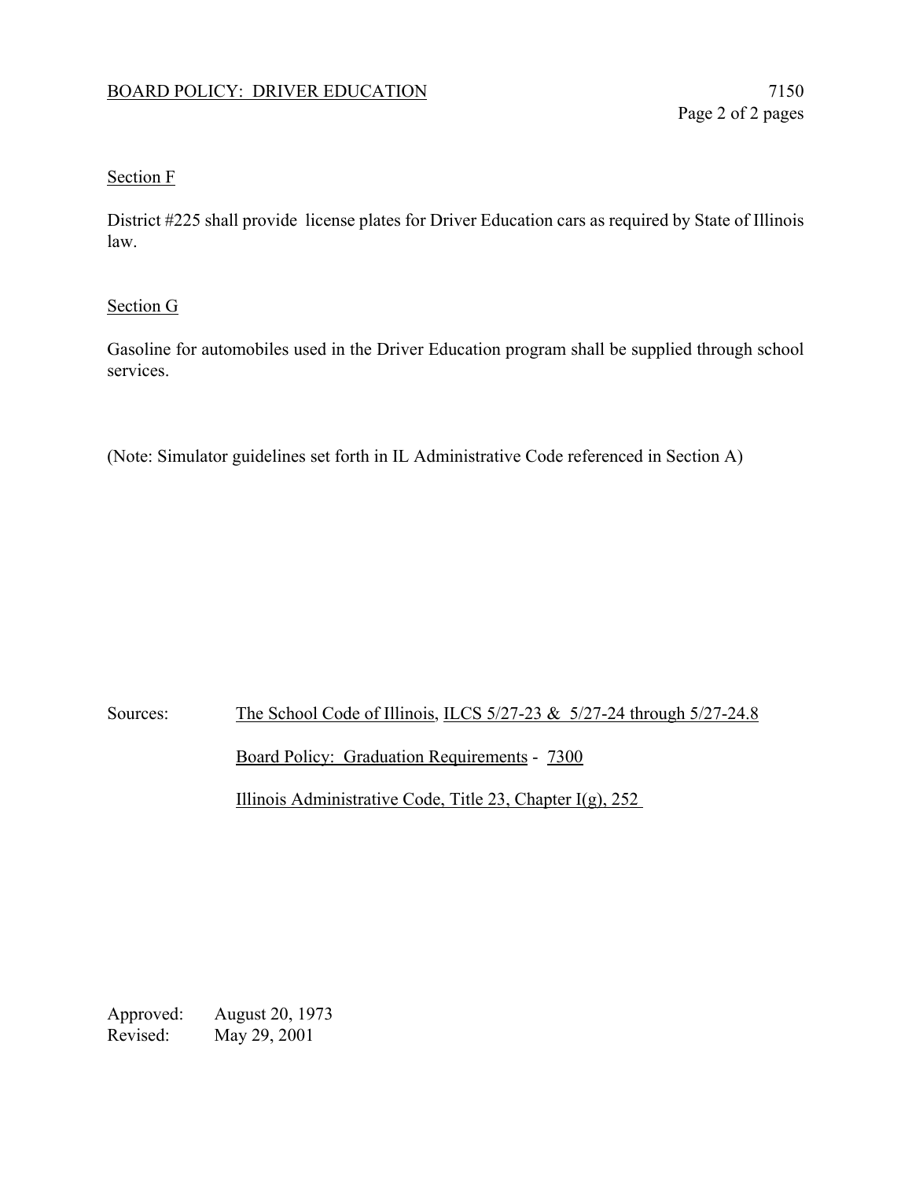Section F

District #225 shall provide license plates for Driver Education cars as required by State of Illinois law.

Section G

Gasoline for automobiles used in the Driver Education program shall be supplied through school services.

(Note: Simulator guidelines set forth in IL Administrative Code referenced in Section A)

Sources: The School Code of Illinois, ILCS 5/27-23 & 5/27-24 through 5/27-24.8

Board Policy: Graduation Requirements - 7300

Illinois Administrative Code, Title 23, Chapter I(g), 252

Approved: August 20, 1973
Revised: May 29, 2001